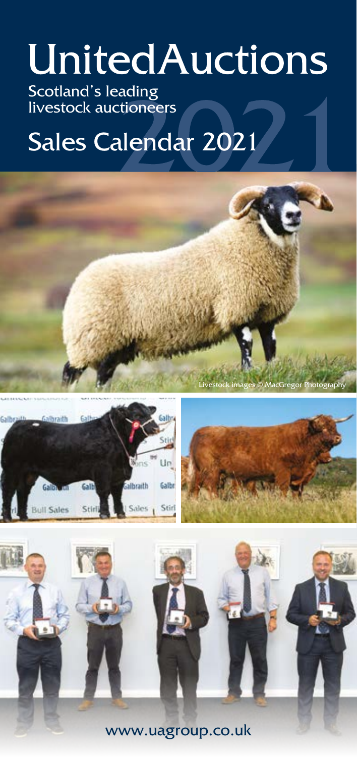# UnitedAuctions

Scotland's leading livestock auctioneers

## Sales Calendar 2021

Livestock images © MacGregor Photography

www.uagroup.co.uk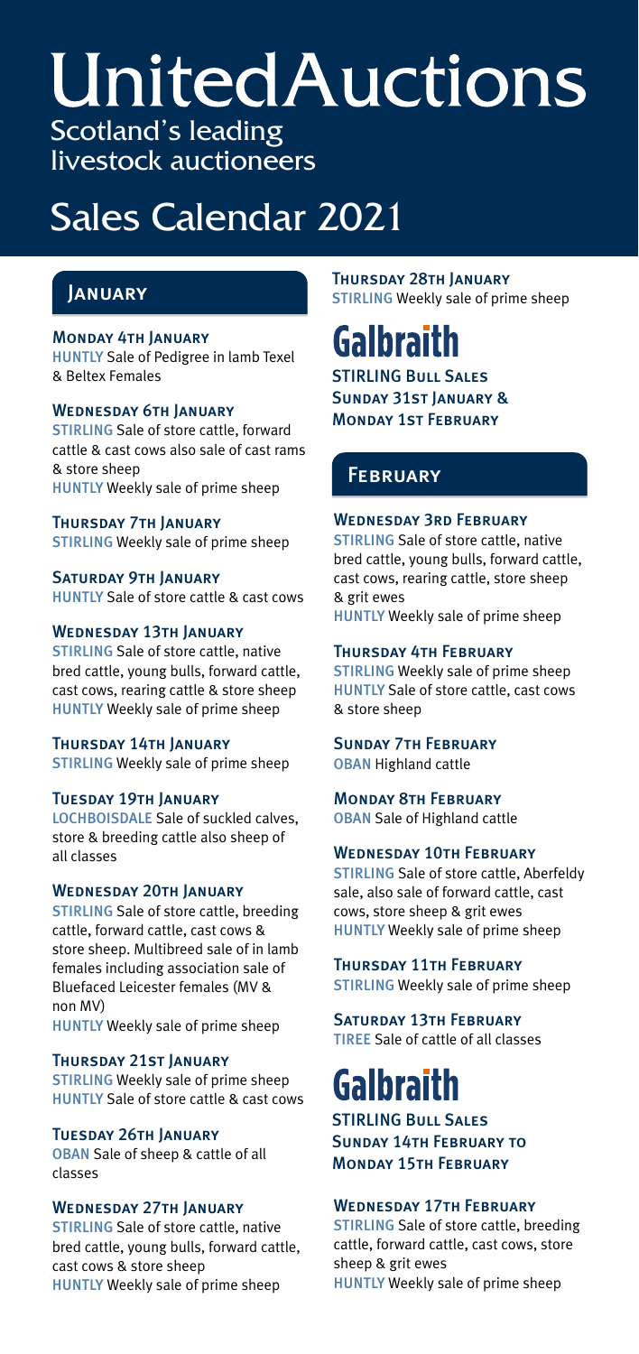# UnitedAuctions

Scotland's leading livestock auctioneers

# Sales Calendar 2021

## January

### Monday 4th January

HUNTLY Sale of Pedigree in lamb Texel & Beltex Females

### Wednesday 6th January

STIRLING Sale of store cattle, forward cattle & cast cows also sale of cast rams & store sheep

HUNTLY Weekly sale of prime sheep

### Thursday 7th January

STIRLING Weekly sale of prime sheep

### Saturday 9th January

HUNTLY Sale of store cattle & cast cows

### Wednesday 13th January

STIRLING Sale of store cattle, native bred cattle, young bulls, forward cattle, cast cows, rearing cattle & store sheep

HUNTLY Weekly sale of prime sheep

### Thursday 14th January

STIRLING Weekly sale of prime sheep

### Tuesday 19th January

LOCHBOISDALE Sale of suckled calves, store & breeding cattle also sheep of all classes

### Wednesday 20th January

STIRLING Sale of store cattle, breeding cattle, forward cattle, cast cows & store sheep. Multibreed sale of in lamb females including association sale of Bluefaced Leicester females (MV & non MV)

HUNTLY Weekly sale of prime sheep

### Thursday 21st January

STIRLING Weekly sale of prime sheep

HUNTLY Sale of store cattle & cast cows

### Tuesday 26th January

OBAN Sale of sheep & cattle of all classes

### Wednesday 27th January

STIRLING Sale of store cattle, native bred cattle, young bulls, forward cattle, cast cows & store sheep

HUNTLY Weekly sale of prime sheep

### Thursday 28th January

STIRLING Weekly sale of prime sheep

**Galbraith**

STIRLING Bull Sales
Sunday 31st January & Monday 1st February

## February

### Wednesday 3rd February

STIRLING Sale of store cattle, native bred cattle, young bulls, forward cattle, cast cows, rearing cattle, store sheep & grit ewes

HUNTLY Weekly sale of prime sheep

### Thursday 4th February

STIRLING Weekly sale of prime sheep

HUNTLY Sale of store cattle, cast cows & store sheep

### Sunday 7th February

OBAN Highland cattle

### Monday 8th February

OBAN Sale of Highland cattle

### Wednesday 10th February

STIRLING Sale of store cattle, Aberfeldy sale, also sale of forward cattle, cast cows, store sheep & grit ewes

HUNTLY Weekly sale of prime sheep

### Thursday 11th February

STIRLING Weekly sale of prime sheep

### Saturday 13th February

TIREE Sale of cattle of all classes

**Galbraith**

STIRLING Bull Sales
Sunday 14th February to Monday 15th February

### Wednesday 17th February

STIRLING Sale of store cattle, breeding cattle, forward cattle, cast cows, store sheep & grit ewes

HUNTLY Weekly sale of prime sheep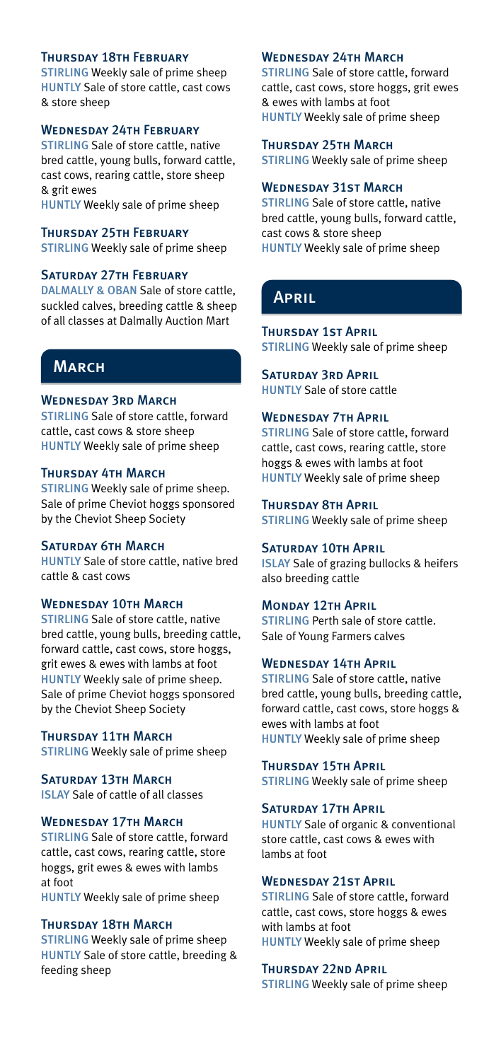#### Thursday 18th February
**STIRLING** Weekly sale of prime sheep
**HUNTLY** Sale of store cattle, cast cows & store sheep

#### Wednesday 24th February
**STIRLING** Sale of store cattle, native bred cattle, young bulls, forward cattle, cast cows, rearing cattle, store sheep & grit ewes
**HUNTLY** Weekly sale of prime sheep

#### Thursday 25th February
**STIRLING** Weekly sale of prime sheep

#### Saturday 27th February
**DALMALLY & OBAN** Sale of store cattle, suckled calves, breeding cattle & sheep of all classes at Dalmally Auction Mart

## March

#### Wednesday 3rd March
**STIRLING** Sale of store cattle, forward cattle, cast cows & store sheep
**HUNTLY** Weekly sale of prime sheep

#### Thursday 4th March
**STIRLING** Weekly sale of prime sheep. Sale of prime Cheviot hoggs sponsored by the Cheviot Sheep Society

#### Saturday 6th March
**HUNTLY** Sale of store cattle, native bred cattle & cast cows

#### Wednesday 10th March
**STIRLING** Sale of store cattle, native bred cattle, young bulls, breeding cattle, forward cattle, cast cows, store hoggs, grit ewes & ewes with lambs at foot
**HUNTLY** Weekly sale of prime sheep. Sale of prime Cheviot hoggs sponsored by the Cheviot Sheep Society

#### Thursday 11th March
**STIRLING** Weekly sale of prime sheep

#### Saturday 13th March
**ISLAY** Sale of cattle of all classes

#### Wednesday 17th March
**STIRLING** Sale of store cattle, forward cattle, cast cows, rearing cattle, store hoggs, grit ewes & ewes with lambs at foot
**HUNTLY** Weekly sale of prime sheep

#### Thursday 18th March
**STIRLING** Weekly sale of prime sheep
**HUNTLY** Sale of store cattle, breeding & feeding sheep

#### Wednesday 24th March
**STIRLING** Sale of store cattle, forward cattle, cast cows, store hoggs, grit ewes & ewes with lambs at foot
**HUNTLY** Weekly sale of prime sheep

#### Thursday 25th March
**STIRLING** Weekly sale of prime sheep

#### Wednesday 31st March
**STIRLING** Sale of store cattle, native bred cattle, young bulls, forward cattle, cast cows & store sheep
**HUNTLY** Weekly sale of prime sheep

## April

#### Thursday 1st April
**STIRLING** Weekly sale of prime sheep

#### Saturday 3rd April
**HUNTLY** Sale of store cattle

#### Wednesday 7th April
**STIRLING** Sale of store cattle, forward cattle, cast cows, rearing cattle, store hoggs & ewes with lambs at foot
**HUNTLY** Weekly sale of prime sheep

#### Thursday 8th April
**STIRLING** Weekly sale of prime sheep

#### Saturday 10th April
**ISLAY** Sale of grazing bullocks & heifers also breeding cattle

#### Monday 12th April
**STIRLING** Perth sale of store cattle. Sale of Young Farmers calves

#### Wednesday 14th April
**STIRLING** Sale of store cattle, native bred cattle, young bulls, breeding cattle, forward cattle, cast cows, store hoggs & ewes with lambs at foot
**HUNTLY** Weekly sale of prime sheep

#### Thursday 15th April
**STIRLING** Weekly sale of prime sheep

#### Saturday 17th April
**HUNTLY** Sale of organic & conventional store cattle, cast cows & ewes with lambs at foot

#### Wednesday 21st April
**STIRLING** Sale of store cattle, forward cattle, cast cows, store hoggs & ewes with lambs at foot
**HUNTLY** Weekly sale of prime sheep

#### Thursday 22nd April
**STIRLING** Weekly sale of prime sheep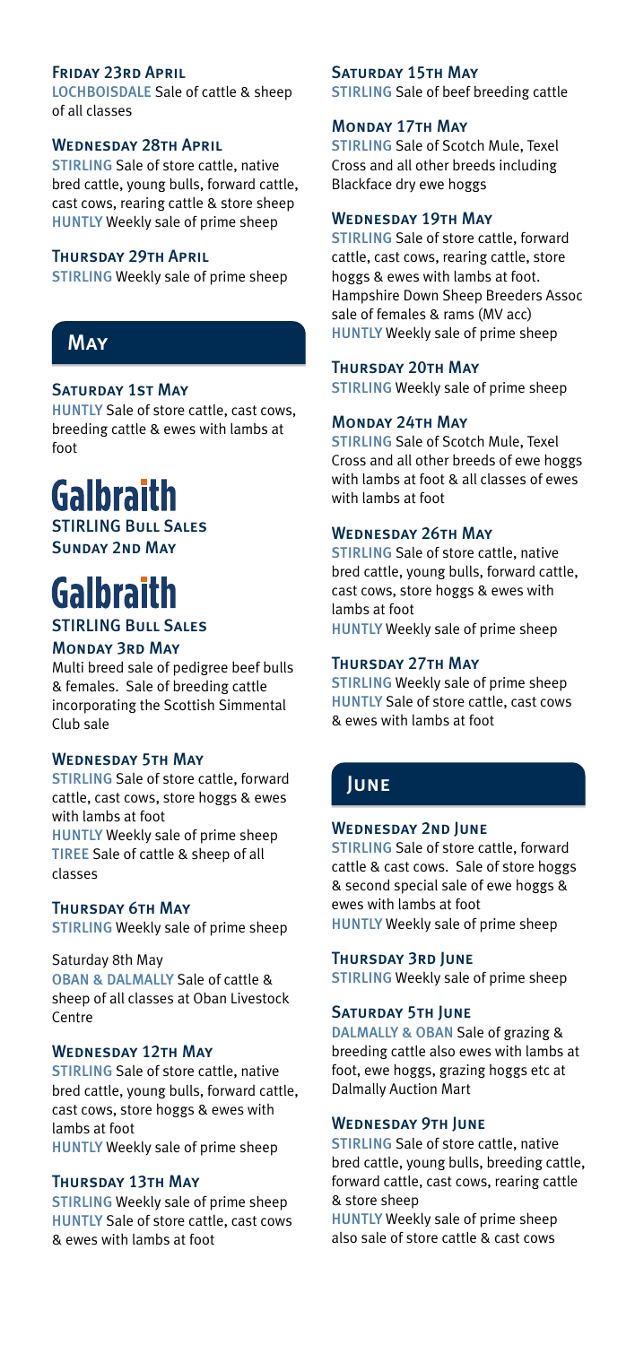### Friday 23rd April
LOCHBOISDALE Sale of cattle & sheep of all classes

### Wednesday 28th April
STIRLING Sale of store cattle, native bred cattle, young bulls, forward cattle, cast cows, rearing cattle & store sheep
HUNTLY Weekly sale of prime sheep

### Thursday 29th April
STIRLING Weekly sale of prime sheep

## May

### Saturday 1st May
HUNTLY Sale of store cattle, cast cows, breeding cattle & ewes with lambs at foot

**Galbraith**
### STIRLING Bull Sales
### Sunday 2nd May

**Galbraith**
### STIRLING Bull Sales
### Monday 3rd May
Multi breed sale of pedigree beef bulls & females. Sale of breeding cattle incorporating the Scottish Simmental Club sale

### Wednesday 5th May
STIRLING Sale of store cattle, forward cattle, cast cows, store hoggs & ewes with lambs at foot
HUNTLY Weekly sale of prime sheep
TIREE Sale of cattle & sheep of all classes

### Thursday 6th May
STIRLING Weekly sale of prime sheep

Saturday 8th May
OBAN & DALMALLY Sale of cattle & sheep of all classes at Oban Livestock Centre

### Wednesday 12th May
STIRLING Sale of store cattle, native bred cattle, young bulls, forward cattle, cast cows, store hoggs & ewes with lambs at foot
HUNTLY Weekly sale of prime sheep

### Thursday 13th May
STIRLING Weekly sale of prime sheep
HUNTLY Sale of store cattle, cast cows & ewes with lambs at foot

### Saturday 15th May
STIRLING Sale of beef breeding cattle

### Monday 17th May
STIRLING Sale of Scotch Mule, Texel Cross and all other breeds including Blackface dry ewe hoggs

### Wednesday 19th May
STIRLING Sale of store cattle, forward cattle, cast cows, rearing cattle, store hoggs & ewes with lambs at foot. Hampshire Down Sheep Breeders Assoc sale of females & rams (MV acc)
HUNTLY Weekly sale of prime sheep

### Thursday 20th May
STIRLING Weekly sale of prime sheep

### Monday 24th May
STIRLING Sale of Scotch Mule, Texel Cross and all other breeds of ewe hoggs with lambs at foot & all classes of ewes with lambs at foot

### Wednesday 26th May
STIRLING Sale of store cattle, native bred cattle, young bulls, forward cattle, cast cows, store hoggs & ewes with lambs at foot
HUNTLY Weekly sale of prime sheep

### Thursday 27th May
STIRLING Weekly sale of prime sheep
HUNTLY Sale of store cattle, cast cows & ewes with lambs at foot

## June

### Wednesday 2nd June
STIRLING Sale of store cattle, forward cattle & cast cows. Sale of store hoggs & second special sale of ewe hoggs & ewes with lambs at foot
HUNTLY Weekly sale of prime sheep

### Thursday 3rd June
STIRLING Weekly sale of prime sheep

### Saturday 5th June
DALMALLY & OBAN Sale of grazing & breeding cattle also ewes with lambs at foot, ewe hoggs, grazing hoggs etc at Dalmally Auction Mart

### Wednesday 9th June
STIRLING Sale of store cattle, native bred cattle, young bulls, breeding cattle, forward cattle, cast cows, rearing cattle & store sheep
HUNTLY Weekly sale of prime sheep also sale of store cattle & cast cows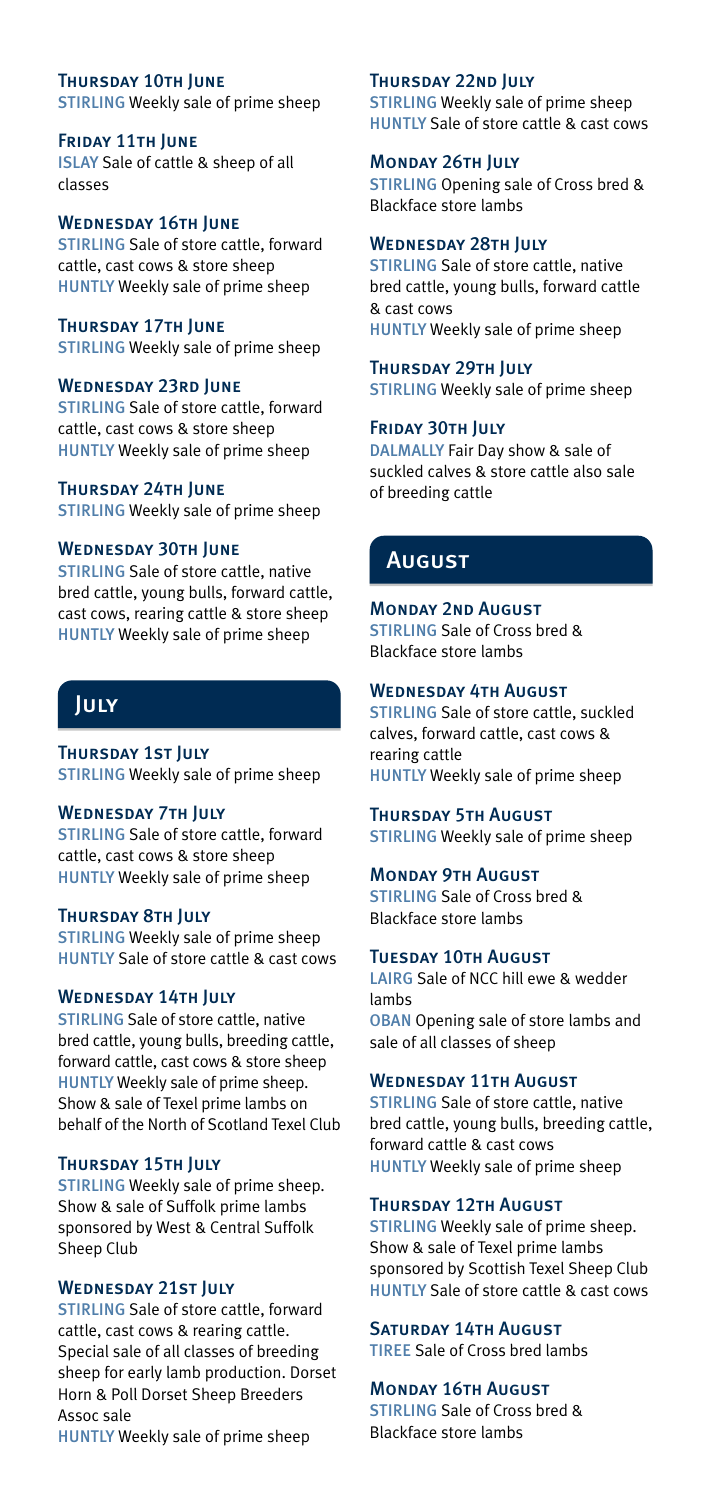**Thursday 10th June**
STIRLING Weekly sale of prime sheep

**Friday 11th June**
ISLAY Sale of cattle & sheep of all classes

**Wednesday 16th June**
STIRLING Sale of store cattle, forward cattle, cast cows & store sheep
HUNTLY Weekly sale of prime sheep

**Thursday 17th June**
STIRLING Weekly sale of prime sheep

**Wednesday 23rd June**
STIRLING Sale of store cattle, forward cattle, cast cows & store sheep
HUNTLY Weekly sale of prime sheep

**Thursday 24th June**
STIRLING Weekly sale of prime sheep

**Wednesday 30th June**
STIRLING Sale of store cattle, native bred cattle, young bulls, forward cattle, cast cows, rearing cattle & store sheep
HUNTLY Weekly sale of prime sheep

## July

**Thursday 1st July**
STIRLING Weekly sale of prime sheep

**Wednesday 7th July**
STIRLING Sale of store cattle, forward cattle, cast cows & store sheep
HUNTLY Weekly sale of prime sheep

**Thursday 8th July**
STIRLING Weekly sale of prime sheep
HUNTLY Sale of store cattle & cast cows

**Wednesday 14th July**
STIRLING Sale of store cattle, native bred cattle, young bulls, breeding cattle, forward cattle, cast cows & store sheep
HUNTLY Weekly sale of prime sheep. Show & sale of Texel prime lambs on behalf of the North of Scotland Texel Club

**Thursday 15th July**
STIRLING Weekly sale of prime sheep. Show & sale of Suffolk prime lambs sponsored by West & Central Suffolk Sheep Club

**Wednesday 21st July**
STIRLING Sale of store cattle, forward cattle, cast cows & rearing cattle. Special sale of all classes of breeding sheep for early lamb production. Dorset Horn & Poll Dorset Sheep Breeders Assoc sale
HUNTLY Weekly sale of prime sheep

**Thursday 22nd July**
STIRLING Weekly sale of prime sheep
HUNTLY Sale of store cattle & cast cows

**Monday 26th July**
STIRLING Opening sale of Cross bred & Blackface store lambs

**Wednesday 28th July**
STIRLING Sale of store cattle, native bred cattle, young bulls, forward cattle & cast cows
HUNTLY Weekly sale of prime sheep

**Thursday 29th July**
STIRLING Weekly sale of prime sheep

**Friday 30th July**
DALMALLY Fair Day show & sale of suckled calves & store cattle also sale of breeding cattle

## August

**Monday 2nd August**
STIRLING Sale of Cross bred & Blackface store lambs

**Wednesday 4th August**
STIRLING Sale of store cattle, suckled calves, forward cattle, cast cows & rearing cattle
HUNTLY Weekly sale of prime sheep

**Thursday 5th August**
STIRLING Weekly sale of prime sheep

**Monday 9th August**
STIRLING Sale of Cross bred & Blackface store lambs

**Tuesday 10th August**
LAIRG Sale of NCC hill ewe & wedder lambs
OBAN Opening sale of store lambs and sale of all classes of sheep

**Wednesday 11th August**
STIRLING Sale of store cattle, native bred cattle, young bulls, breeding cattle, forward cattle & cast cows
HUNTLY Weekly sale of prime sheep

**Thursday 12th August**
STIRLING Weekly sale of prime sheep. Show & sale of Texel prime lambs sponsored by Scottish Texel Sheep Club
HUNTLY Sale of store cattle & cast cows

**Saturday 14th August**
TIREE Sale of Cross bred lambs

**Monday 16th August**
STIRLING Sale of Cross bred & Blackface store lambs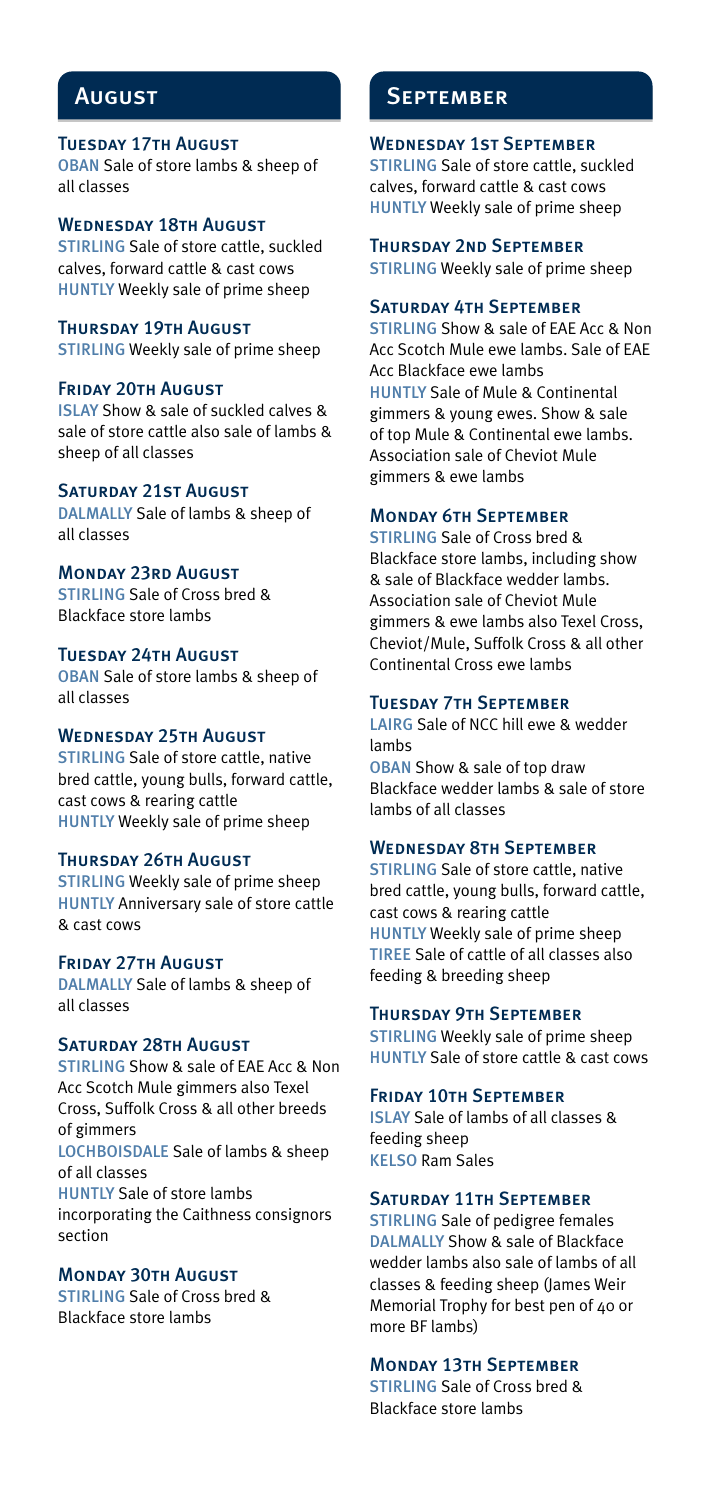## August

### Tuesday 17th August

OBAN Sale of store lambs & sheep of all classes

### Wednesday 18th August

STIRLING Sale of store cattle, suckled calves, forward cattle & cast cows
HUNTLY Weekly sale of prime sheep

### Thursday 19th August

STIRLING Weekly sale of prime sheep

### Friday 20th August

ISLAY Show & sale of suckled calves & sale of store cattle also sale of lambs & sheep of all classes

### Saturday 21st August

DALMALLY Sale of lambs & sheep of all classes

### Monday 23rd August

STIRLING Sale of Cross bred & Blackface store lambs

### Tuesday 24th August

OBAN Sale of store lambs & sheep of all classes

### Wednesday 25th August

STIRLING Sale of store cattle, native bred cattle, young bulls, forward cattle, cast cows & rearing cattle
HUNTLY Weekly sale of prime sheep

### Thursday 26th August

STIRLING Weekly sale of prime sheep
HUNTLY Anniversary sale of store cattle & cast cows

### Friday 27th August

DALMALLY Sale of lambs & sheep of all classes

### Saturday 28th August

STIRLING Show & sale of EAE Acc & Non Acc Scotch Mule gimmers also Texel Cross, Suffolk Cross & all other breeds of gimmers
LOCHBOISDALE Sale of lambs & sheep of all classes
HUNTLY Sale of store lambs incorporating the Caithness consignors section

### Monday 30th August

STIRLING Sale of Cross bred & Blackface store lambs

## September

### Wednesday 1st September

STIRLING Sale of store cattle, suckled calves, forward cattle & cast cows
HUNTLY Weekly sale of prime sheep

### Thursday 2nd September

STIRLING Weekly sale of prime sheep

### Saturday 4th September

STIRLING Show & sale of EAE Acc & Non Acc Scotch Mule ewe lambs. Sale of EAE Acc Blackface ewe lambs
HUNTLY Sale of Mule & Continental gimmers & young ewes. Show & sale of top Mule & Continental ewe lambs. Association sale of Cheviot Mule gimmers & ewe lambs

### Monday 6th September

STIRLING Sale of Cross bred & Blackface store lambs, including show & sale of Blackface wedder lambs. Association sale of Cheviot Mule gimmers & ewe lambs also Texel Cross, Cheviot/Mule, Suffolk Cross & all other Continental Cross ewe lambs

### Tuesday 7th September

LAIRG Sale of NCC hill ewe & wedder lambs
OBAN Show & sale of top draw Blackface wedder lambs & sale of store lambs of all classes

### Wednesday 8th September

STIRLING Sale of store cattle, native bred cattle, young bulls, forward cattle, cast cows & rearing cattle
HUNTLY Weekly sale of prime sheep
TIREE Sale of cattle of all classes also feeding & breeding sheep

### Thursday 9th September

STIRLING Weekly sale of prime sheep
HUNTLY Sale of store cattle & cast cows

### Friday 10th September

ISLAY Sale of lambs of all classes & feeding sheep
KELSO Ram Sales

### Saturday 11th September

STIRLING Sale of pedigree females
DALMALLY Show & sale of Blackface wedder lambs also sale of lambs of all classes & feeding sheep (James Weir Memorial Trophy for best pen of 40 or more BF lambs)

### Monday 13th September

STIRLING Sale of Cross bred & Blackface store lambs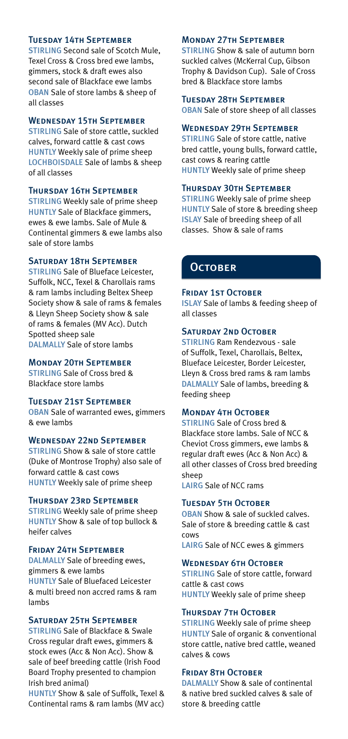### Tuesday 14th September

**STIRLING** Second sale of Scotch Mule, Texel Cross & Cross bred ewe lambs, gimmers, stock & draft ewes also second sale of Blackface ewe lambs
**OBAN** Sale of store lambs & sheep of all classes

### Wednesday 15th September

**STIRLING** Sale of store cattle, suckled calves, forward cattle & cast cows
**HUNTLY** Weekly sale of prime sheep
**LOCHBOISDALE** Sale of lambs & sheep of all classes

### Thursday 16th September

**STIRLING** Weekly sale of prime sheep
**HUNTLY** Sale of Blackface gimmers, ewes & ewe lambs. Sale of Mule & Continental gimmers & ewe lambs also sale of store lambs

### Saturday 18th September

**STIRLING** Sale of Blueface Leicester, Suffolk, NCC, Texel & Charollais rams & ram lambs including Beltex Sheep Society show & sale of rams & females & Lleyn Sheep Society show & sale of rams & females (MV Acc). Dutch Spotted sheep sale
**DALMALLY** Sale of store lambs

### Monday 20th September

**STIRLING** Sale of Cross bred & Blackface store lambs

### Tuesday 21st September

**OBAN** Sale of warranted ewes, gimmers & ewe lambs

### Wednesday 22nd September

**STIRLING** Show & sale of store cattle (Duke of Montrose Trophy) also sale of forward cattle & cast cows
**HUNTLY** Weekly sale of prime sheep

### Thursday 23rd September

**STIRLING** Weekly sale of prime sheep
**HUNTLY** Show & sale of top bullock & heifer calves

### Friday 24th September

**DALMALLY** Sale of breeding ewes, gimmers & ewe lambs
**HUNTLY** Sale of Bluefaced Leicester & multi breed non accred rams & ram lambs

### Saturday 25th September

**STIRLING** Sale of Blackface & Swale Cross regular draft ewes, gimmers & stock ewes (Acc & Non Acc). Show & sale of beef breeding cattle (Irish Food Board Trophy presented to champion Irish bred animal)
**HUNTLY** Show & sale of Suffolk, Texel & Continental rams & ram lambs (MV acc)

### Monday 27th September

**STIRLING** Show & sale of autumn born suckled calves (McKerral Cup, Gibson Trophy & Davidson Cup). Sale of Cross bred & Blackface store lambs

### Tuesday 28th September

**OBAN** Sale of store sheep of all classes

### Wednesday 29th September

**STIRLING** Sale of store cattle, native bred cattle, young bulls, forward cattle, cast cows & rearing cattle
**HUNTLY** Weekly sale of prime sheep

### Thursday 30th September

**STIRLING** Weekly sale of prime sheep
**HUNTLY** Sale of store & breeding sheep
**ISLAY** Sale of breeding sheep of all classes. Show & sale of rams

## October

### Friday 1st October

**ISLAY** Sale of lambs & feeding sheep of all classes

### Saturday 2nd October

**STIRLING** Ram Rendezvous - sale of Suffolk, Texel, Charollais, Beltex, Blueface Leicester, Border Leicester, Lleyn & Cross bred rams & ram lambs
**DALMALLY** Sale of lambs, breeding & feeding sheep

### Monday 4th October

**STIRLING** Sale of Cross bred & Blackface store lambs. Sale of NCC & Cheviot Cross gimmers, ewe lambs & regular draft ewes (Acc & Non Acc) & all other classes of Cross bred breeding sheep
**LAIRG** Sale of NCC rams

### Tuesday 5th October

**OBAN** Show & sale of suckled calves. Sale of store & breeding cattle & cast cows
**LAIRG** Sale of NCC ewes & gimmers

### Wednesday 6th October

**STIRLING** Sale of store cattle, forward cattle & cast cows
**HUNTLY** Weekly sale of prime sheep

### Thursday 7th October

**STIRLING** Weekly sale of prime sheep
**HUNTLY** Sale of organic & conventional store cattle, native bred cattle, weaned calves & cows

### Friday 8th October

**DALMALLY** Show & sale of continental & native bred suckled calves & sale of store & breeding cattle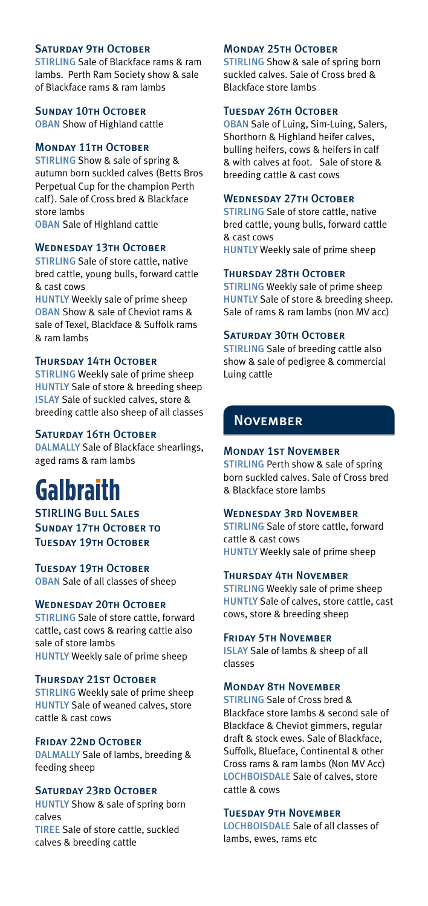### Saturday 9th October

STIRLING Sale of Blackface rams & ram lambs. Perth Ram Society show & sale of Blackface rams & ram lambs

### Sunday 10th October

OBAN Show of Highland cattle

### Monday 11th October

STIRLING Show & sale of spring & autumn born suckled calves (Betts Bros Perpetual Cup for the champion Perth calf). Sale of Cross bred & Blackface store lambs

OBAN Sale of Highland cattle

### Wednesday 13th October

STIRLING Sale of store cattle, native bred cattle, young bulls, forward cattle & cast cows

HUNTLY Weekly sale of prime sheep

OBAN Show & sale of Cheviot rams & sale of Texel, Blackface & Suffolk rams & ram lambs

### Thursday 14th October

STIRLING Weekly sale of prime sheep

HUNTLY Sale of store & breeding sheep

ISLAY Sale of suckled calves, store & breeding cattle also sheep of all classes

### Saturday 16th October

DALMALLY Sale of Blackface shearlings, aged rams & ram lambs

# Galbraith

## STIRLING Bull Sales Sunday 17th October to Tuesday 19th October

### Tuesday 19th October

OBAN Sale of all classes of sheep

### Wednesday 20th October

STIRLING Sale of store cattle, forward cattle, cast cows & rearing cattle also sale of store lambs

HUNTLY Weekly sale of prime sheep

### Thursday 21st October

STIRLING Weekly sale of prime sheep

HUNTLY Sale of weaned calves, store cattle & cast cows

### Friday 22nd October

DALMALLY Sale of lambs, breeding & feeding sheep

### Saturday 23rd October

HUNTLY Show & sale of spring born calves

TIREE Sale of store cattle, suckled calves & breeding cattle

### Monday 25th October

STIRLING Show & sale of spring born suckled calves. Sale of Cross bred & Blackface store lambs

### Tuesday 26th October

OBAN Sale of Luing, Sim-Luing, Salers, Shorthorn & Highland heifer calves, bulling heifers, cows & heifers in calf & with calves at foot. Sale of store & breeding cattle & cast cows

### Wednesday 27th October

STIRLING Sale of store cattle, native bred cattle, young bulls, forward cattle & cast cows

HUNTLY Weekly sale of prime sheep

### Thursday 28th October

STIRLING Weekly sale of prime sheep

HUNTLY Sale of store & breeding sheep. Sale of rams & ram lambs (non MV acc)

### Saturday 30th October

STIRLING Sale of breeding cattle also show & sale of pedigree & commercial Luing cattle

## November

### Monday 1st November

STIRLING Perth show & sale of spring born suckled calves. Sale of Cross bred & Blackface store lambs

### Wednesday 3rd November

STIRLING Sale of store cattle, forward cattle & cast cows

HUNTLY Weekly sale of prime sheep

### Thursday 4th November

STIRLING Weekly sale of prime sheep

HUNTLY Sale of calves, store cattle, cast cows, store & breeding sheep

### Friday 5th November

ISLAY Sale of lambs & sheep of all classes

### Monday 8th November

STIRLING Sale of Cross bred & Blackface store lambs & second sale of Blackface & Cheviot gimmers, regular draft & stock ewes. Sale of Blackface, Suffolk, Blueface, Continental & other Cross rams & ram lambs (Non MV Acc)

LOCHBOISDALE Sale of calves, store cattle & cows

### Tuesday 9th November

LOCHBOISDALE Sale of all classes of lambs, ewes, rams etc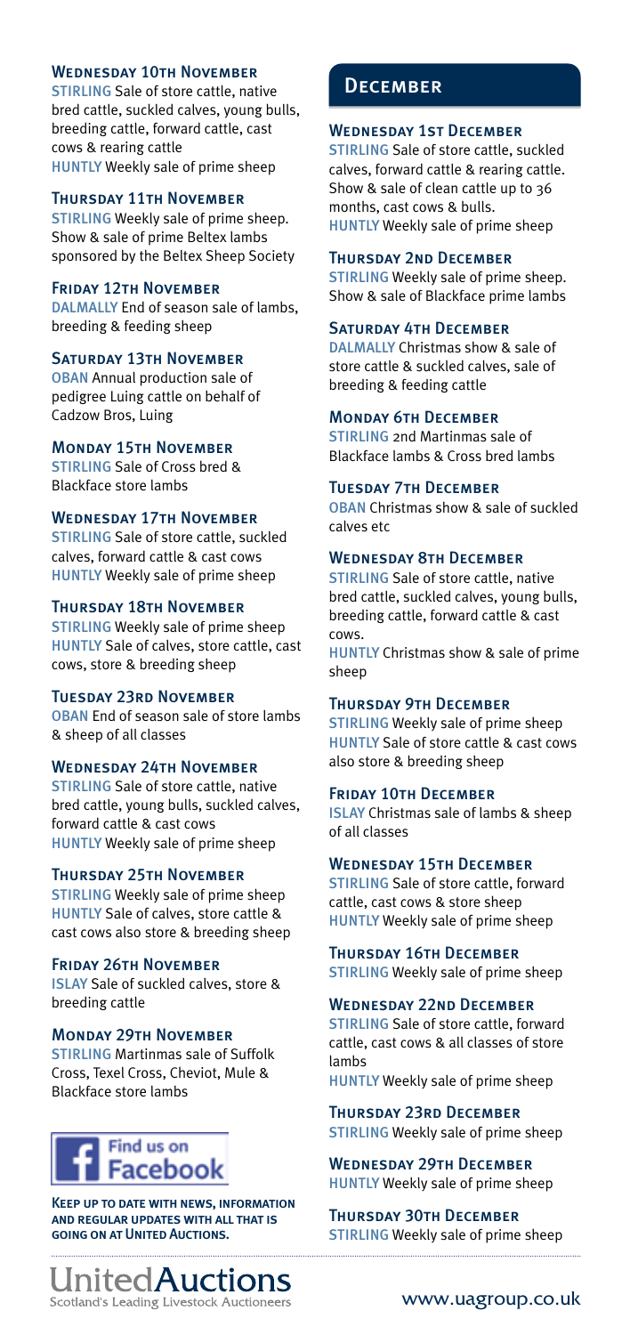### Wednesday 10th November

STIRLING Sale of store cattle, native bred cattle, suckled calves, young bulls, breeding cattle, forward cattle, cast cows & rearing cattle
HUNTLY Weekly sale of prime sheep

### Thursday 11th November

STIRLING Weekly sale of prime sheep. Show & sale of prime Beltex lambs sponsored by the Beltex Sheep Society

### Friday 12th November

DALMALLY End of season sale of lambs, breeding & feeding sheep

### Saturday 13th November

OBAN Annual production sale of pedigree Luing cattle on behalf of Cadzow Bros, Luing

### Monday 15th November

STIRLING Sale of Cross bred & Blackface store lambs

### Wednesday 17th November

STIRLING Sale of store cattle, suckled calves, forward cattle & cast cows
HUNTLY Weekly sale of prime sheep

### Thursday 18th November

STIRLING Weekly sale of prime sheep
HUNTLY Sale of calves, store cattle, cast cows, store & breeding sheep

### Tuesday 23rd November

OBAN End of season sale of store lambs & sheep of all classes

### Wednesday 24th November

STIRLING Sale of store cattle, native bred cattle, young bulls, suckled calves, forward cattle & cast cows
HUNTLY Weekly sale of prime sheep

### Thursday 25th November

STIRLING Weekly sale of prime sheep
HUNTLY Sale of calves, store cattle & cast cows also store & breeding sheep

### Friday 26th November

ISLAY Sale of suckled calves, store & breeding cattle

### Monday 29th November

STIRLING Martinmas sale of Suffolk Cross, Texel Cross, Cheviot, Mule & Blackface store lambs

Find us on Facebook

**Keep up to date with news, information and regular updates with all that is going on at United Auctions.**

## December

### Wednesday 1st December

STIRLING Sale of store cattle, suckled calves, forward cattle & rearing cattle. Show & sale of clean cattle up to 36 months, cast cows & bulls.
HUNTLY Weekly sale of prime sheep

### Thursday 2nd December

STIRLING Weekly sale of prime sheep. Show & sale of Blackface prime lambs

### Saturday 4th December

DALMALLY Christmas show & sale of store cattle & suckled calves, sale of breeding & feeding cattle

### Monday 6th December

STIRLING 2nd Martinmas sale of Blackface lambs & Cross bred lambs

### Tuesday 7th December

OBAN Christmas show & sale of suckled calves etc

### Wednesday 8th December

STIRLING Sale of store cattle, native bred cattle, suckled calves, young bulls, breeding cattle, forward cattle & cast cows.
HUNTLY Christmas show & sale of prime sheep

### Thursday 9th December

STIRLING Weekly sale of prime sheep
HUNTLY Sale of store cattle & cast cows also store & breeding sheep

### Friday 10th December

ISLAY Christmas sale of lambs & sheep of all classes

### Wednesday 15th December

STIRLING Sale of store cattle, forward cattle, cast cows & store sheep
HUNTLY Weekly sale of prime sheep

### Thursday 16th December

STIRLING Weekly sale of prime sheep

### Wednesday 22nd December

STIRLING Sale of store cattle, forward cattle, cast cows & all classes of store lambs
HUNTLY Weekly sale of prime sheep

### Thursday 23rd December

STIRLING Weekly sale of prime sheep

### Wednesday 29th December

HUNTLY Weekly sale of prime sheep

### Thursday 30th December

STIRLING Weekly sale of prime sheep

United Auctions
Scotland's Leading Livestock Auctioneers

www.uagroup.co.uk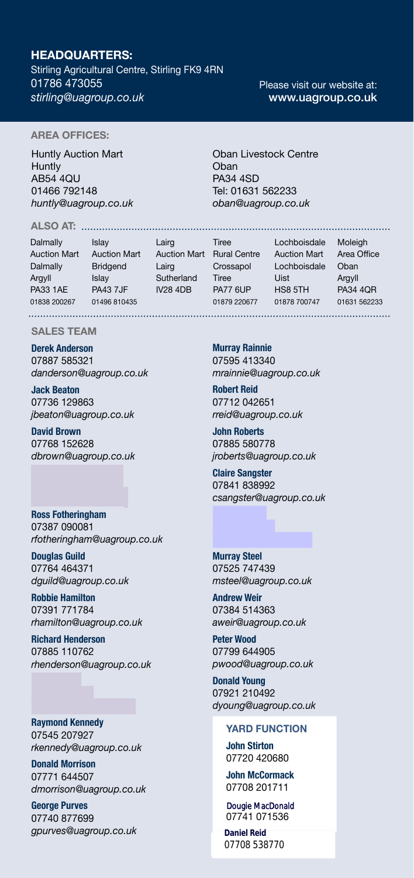## HEADQUARTERS:

Stirling Agricultural Centre, Stirling FK9 4RN
01786 473055
*stirling@uagroup.co.uk*

Please visit our website at:
**www.uagroup.co.uk**

### AREA OFFICES:

Huntly Auction Mart
Huntly
AB54 4QU
01466 792148
*huntly@uagroup.co.uk*

Oban Livestock Centre
Oban
PA34 4SD
Tel: 01631 562233
*oban@uagroup.co.uk*

### ALSO AT:

| | | | | | |
|---|---|---|---|---|---|
| Dalmally Auction Mart | Islay Auction Mart | Lairg Auction Mart | Tiree Rural Centre | Lochboisdale Auction Mart | Moleigh Area Office |
| Dalmally | Bridgend | Lairg | Crossapol | Lochboisdale | Oban |
| Argyll | Islay | Sutherland | Tiree | Uist | Argyll |
| PA33 1AE | PA43 7JF | IV28 4DB | PA77 6UP | HS8 5TH | PA34 4QR |
| 01838 200267 | 01496 810435 | | 01879 220677 | 01878 700747 | 01631 562233 |

### SALES TEAM

**Derek Anderson**
07887 585321
*danderson@uagroup.co.uk*

**Jack Beaton**
07736 129863
*jbeaton@uagroup.co.uk*

**David Brown**
07768 152628
*dbrown@uagroup.co.uk*

**Ross Fotheringham**
07387 090081
*rfotheringham@uagroup.co.uk*

**Douglas Guild**
07764 464371
*dguild@uagroup.co.uk*

**Robbie Hamilton**
07391 771784
*rhamilton@uagroup.co.uk*

**Richard Henderson**
07885 110762
*rhenderson@uagroup.co.uk*

**Raymond Kennedy**
07545 207927
*rkennedy@uagroup.co.uk*

**Donald Morrison**
07771 644507
*dmorrison@uagroup.co.uk*

**George Purves**
07740 877699
*gpurves@uagroup.co.uk*

**Murray Rainnie**
07595 413340
*mrainnie@uagroup.co.uk*

**Robert Reid**
07712 042651
*rreid@uagroup.co.uk*

**John Roberts**
07885 580778
*jroberts@uagroup.co.uk*

**Claire Sangster**
07841 838992
*csangster@uagroup.co.uk*

**Murray Steel**
07525 747439
*msteel@uagroup.co.uk*

**Andrew Weir**
07384 514363
*aweir@uagroup.co.uk*

**Peter Wood**
07799 644905
*pwood@uagroup.co.uk*

**Donald Young**
07921 210492
*dyoung@uagroup.co.uk*

### YARD FUNCTION

**John Stirton**
07720 420680

**John McCormack**
07708 201711

**Dougie MacDonald**
07741 071536

**Daniel Reid**
07708 538770